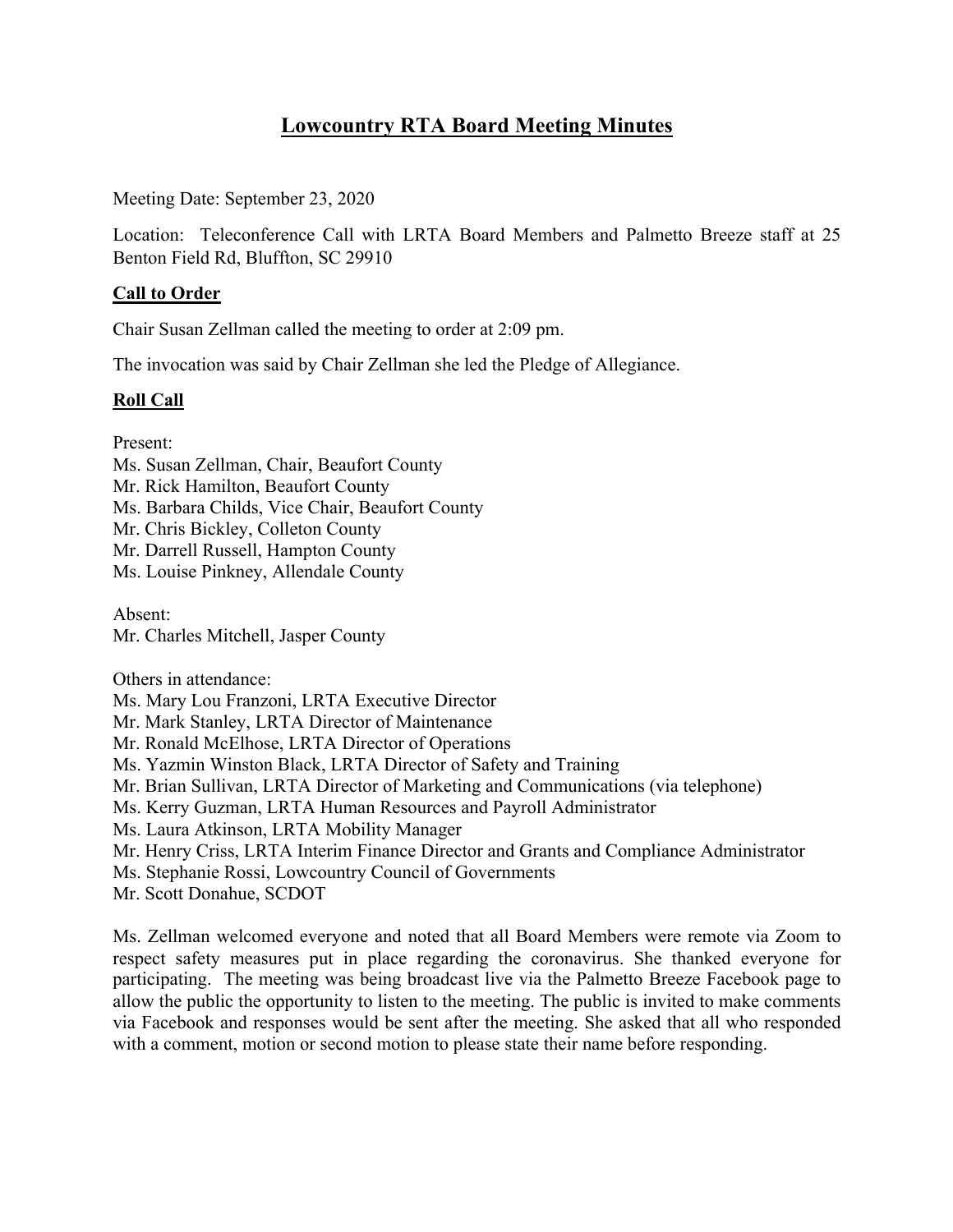# Lowcountry RTA Board Meeting Minutes

Meeting Date: September 23, 2020

Location: Teleconference Call with LRTA Board Members and Palmetto Breeze staff at 25 Benton Field Rd, Bluffton, SC 29910

## Call to Order

Chair Susan Zellman called the meeting to order at 2:09 pm.

The invocation was said by Chair Zellman she led the Pledge of Allegiance.

## Roll Call

Present:
Ms. Susan Zellman, Chair, Beaufort County
Mr. Rick Hamilton, Beaufort County
Ms. Barbara Childs, Vice Chair, Beaufort County
Mr. Chris Bickley, Colleton County
Mr. Darrell Russell, Hampton County
Ms. Louise Pinkney, Allendale County

Absent:
Mr. Charles Mitchell, Jasper County

Others in attendance:
Ms. Mary Lou Franzoni, LRTA Executive Director
Mr. Mark Stanley, LRTA Director of Maintenance
Mr. Ronald McElhose, LRTA Director of Operations
Ms. Yazmin Winston Black, LRTA Director of Safety and Training
Mr. Brian Sullivan, LRTA Director of Marketing and Communications (via telephone)
Ms. Kerry Guzman, LRTA Human Resources and Payroll Administrator
Ms. Laura Atkinson, LRTA Mobility Manager
Mr. Henry Criss, LRTA Interim Finance Director and Grants and Compliance Administrator
Ms. Stephanie Rossi, Lowcountry Council of Governments
Mr. Scott Donahue, SCDOT

Ms. Zellman welcomed everyone and noted that all Board Members were remote via Zoom to respect safety measures put in place regarding the coronavirus. She thanked everyone for participating. The meeting was being broadcast live via the Palmetto Breeze Facebook page to allow the public the opportunity to listen to the meeting. The public is invited to make comments via Facebook and responses would be sent after the meeting. She asked that all who responded with a comment, motion or second motion to please state their name before responding.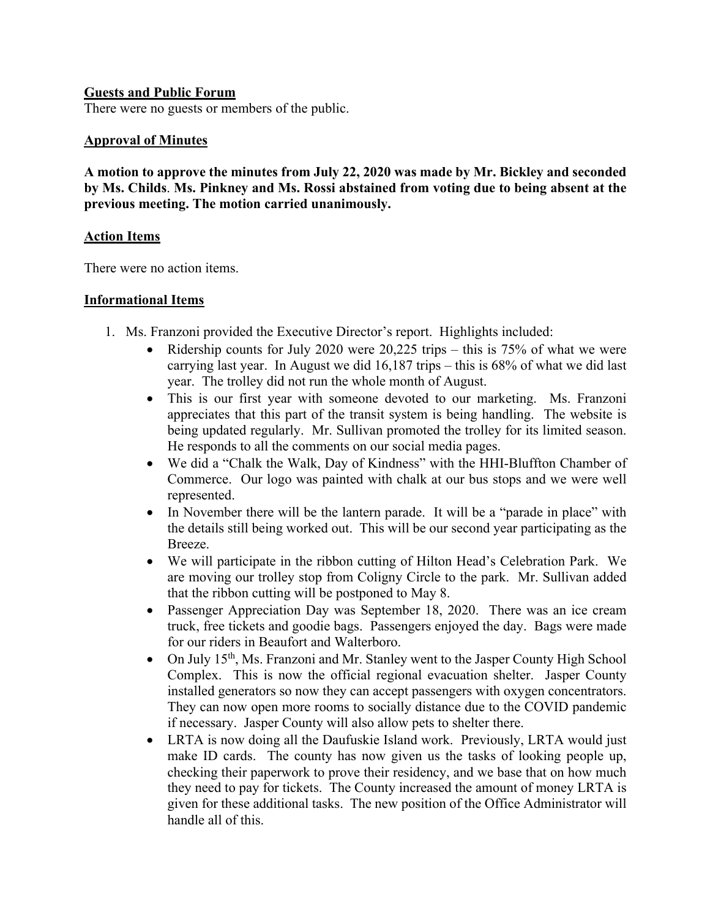**Guests and Public Forum**

There were no guests or members of the public.

**Approval of Minutes**

**A motion to approve the minutes from July 22, 2020 was made by Mr. Bickley and seconded by Ms. Childs**. **Ms. Pinkney and Ms. Rossi abstained from voting due to being absent at the previous meeting. The motion carried unanimously.**

**Action Items**

There were no action items.

**Informational Items**

1. Ms. Franzoni provided the Executive Director's report. Highlights included:
   - Ridership counts for July 2020 were 20,225 trips – this is 75% of what we were carrying last year. In August we did 16,187 trips – this is 68% of what we did last year. The trolley did not run the whole month of August.
   - This is our first year with someone devoted to our marketing. Ms. Franzoni appreciates that this part of the transit system is being handling. The website is being updated regularly. Mr. Sullivan promoted the trolley for its limited season. He responds to all the comments on our social media pages.
   - We did a "Chalk the Walk, Day of Kindness" with the HHI-Bluffton Chamber of Commerce. Our logo was painted with chalk at our bus stops and we were well represented.
   - In November there will be the lantern parade. It will be a "parade in place" with the details still being worked out. This will be our second year participating as the Breeze.
   - We will participate in the ribbon cutting of Hilton Head's Celebration Park. We are moving our trolley stop from Coligny Circle to the park. Mr. Sullivan added that the ribbon cutting will be postponed to May 8.
   - Passenger Appreciation Day was September 18, 2020. There was an ice cream truck, free tickets and goodie bags. Passengers enjoyed the day. Bags were made for our riders in Beaufort and Walterboro.
   - On July 15th, Ms. Franzoni and Mr. Stanley went to the Jasper County High School Complex. This is now the official regional evacuation shelter. Jasper County installed generators so now they can accept passengers with oxygen concentrators. They can now open more rooms to socially distance due to the COVID pandemic if necessary. Jasper County will also allow pets to shelter there.
   - LRTA is now doing all the Daufuskie Island work. Previously, LRTA would just make ID cards. The county has now given us the tasks of looking people up, checking their paperwork to prove their residency, and we base that on how much they need to pay for tickets. The County increased the amount of money LRTA is given for these additional tasks. The new position of the Office Administrator will handle all of this.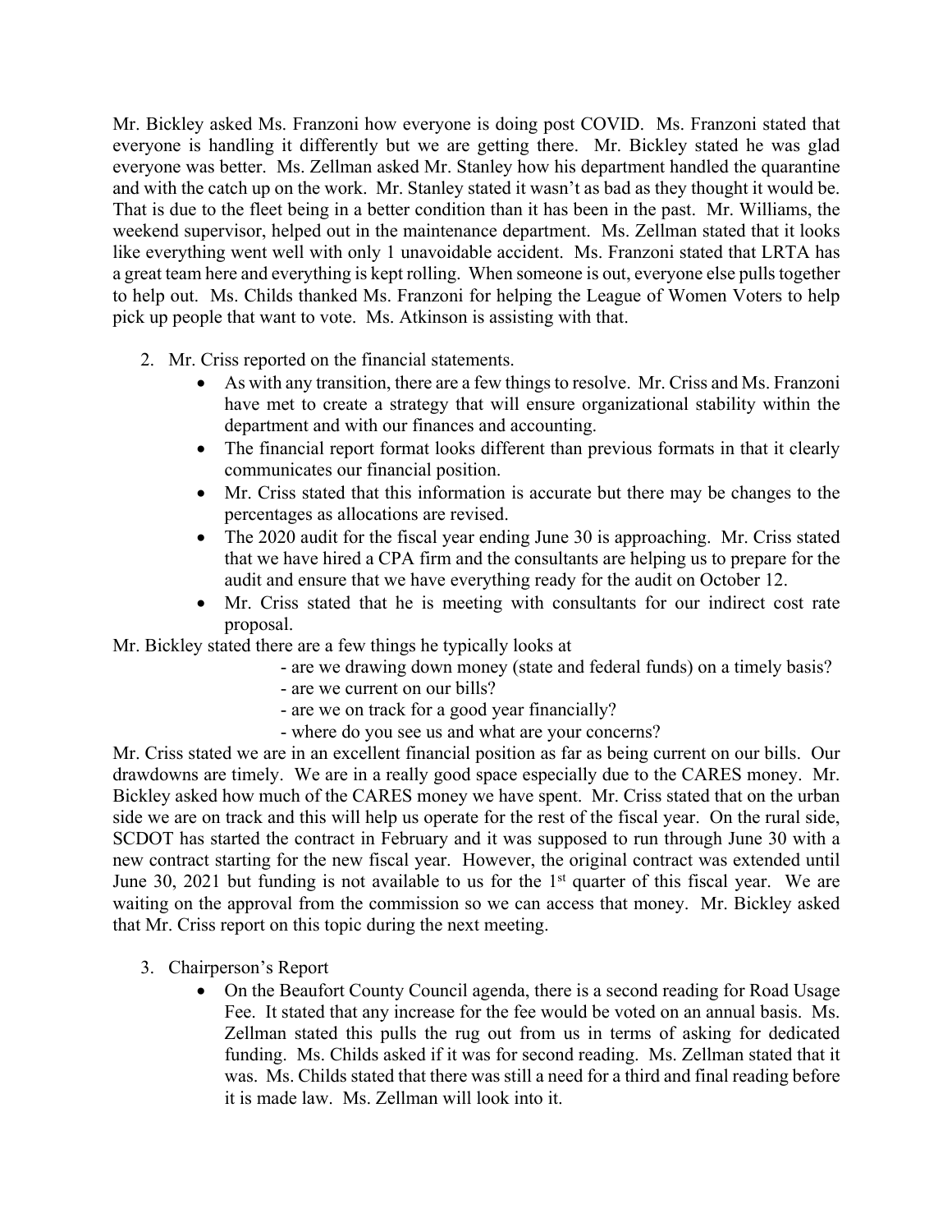Mr. Bickley asked Ms. Franzoni how everyone is doing post COVID. Ms. Franzoni stated that everyone is handling it differently but we are getting there. Mr. Bickley stated he was glad everyone was better. Ms. Zellman asked Mr. Stanley how his department handled the quarantine and with the catch up on the work. Mr. Stanley stated it wasn't as bad as they thought it would be. That is due to the fleet being in a better condition than it has been in the past. Mr. Williams, the weekend supervisor, helped out in the maintenance department. Ms. Zellman stated that it looks like everything went well with only 1 unavoidable accident. Ms. Franzoni stated that LRTA has a great team here and everything is kept rolling. When someone is out, everyone else pulls together to help out. Ms. Childs thanked Ms. Franzoni for helping the League of Women Voters to help pick up people that want to vote. Ms. Atkinson is assisting with that.

2. Mr. Criss reported on the financial statements.
   - As with any transition, there are a few things to resolve. Mr. Criss and Ms. Franzoni have met to create a strategy that will ensure organizational stability within the department and with our finances and accounting.
   - The financial report format looks different than previous formats in that it clearly communicates our financial position.
   - Mr. Criss stated that this information is accurate but there may be changes to the percentages as allocations are revised.
   - The 2020 audit for the fiscal year ending June 30 is approaching. Mr. Criss stated that we have hired a CPA firm and the consultants are helping us to prepare for the audit and ensure that we have everything ready for the audit on October 12.
   - Mr. Criss stated that he is meeting with consultants for our indirect cost rate proposal.

Mr. Bickley stated there are a few things he typically looks at

- are we drawing down money (state and federal funds) on a timely basis?
- are we current on our bills?
- are we on track for a good year financially?
- where do you see us and what are your concerns?

Mr. Criss stated we are in an excellent financial position as far as being current on our bills. Our drawdowns are timely. We are in a really good space especially due to the CARES money. Mr. Bickley asked how much of the CARES money we have spent. Mr. Criss stated that on the urban side we are on track and this will help us operate for the rest of the fiscal year. On the rural side, SCDOT has started the contract in February and it was supposed to run through June 30 with a new contract starting for the new fiscal year. However, the original contract was extended until June 30, 2021 but funding is not available to us for the 1st quarter of this fiscal year. We are waiting on the approval from the commission so we can access that money. Mr. Bickley asked that Mr. Criss report on this topic during the next meeting.

3. Chairperson's Report
   - On the Beaufort County Council agenda, there is a second reading for Road Usage Fee. It stated that any increase for the fee would be voted on an annual basis. Ms. Zellman stated this pulls the rug out from us in terms of asking for dedicated funding. Ms. Childs asked if it was for second reading. Ms. Zellman stated that it was. Ms. Childs stated that there was still a need for a third and final reading before it is made law. Ms. Zellman will look into it.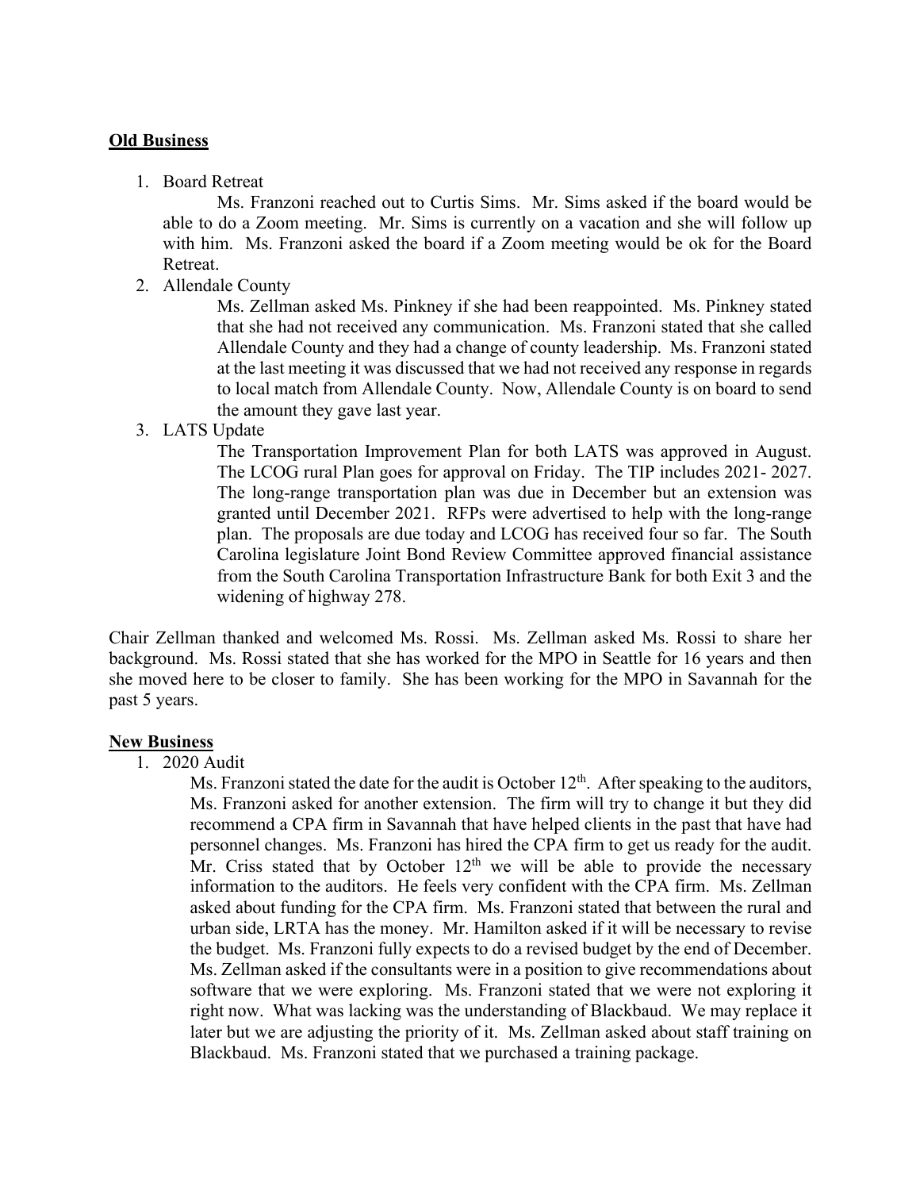## **Old Business**

1. Board Retreat

   Ms. Franzoni reached out to Curtis Sims. Mr. Sims asked if the board would be able to do a Zoom meeting. Mr. Sims is currently on a vacation and she will follow up with him. Ms. Franzoni asked the board if a Zoom meeting would be ok for the Board Retreat.

2. Allendale County

   Ms. Zellman asked Ms. Pinkney if she had been reappointed. Ms. Pinkney stated that she had not received any communication. Ms. Franzoni stated that she called Allendale County and they had a change of county leadership. Ms. Franzoni stated at the last meeting it was discussed that we had not received any response in regards to local match from Allendale County. Now, Allendale County is on board to send the amount they gave last year.

3. LATS Update

   The Transportation Improvement Plan for both LATS was approved in August. The LCOG rural Plan goes for approval on Friday. The TIP includes 2021- 2027. The long-range transportation plan was due in December but an extension was granted until December 2021. RFPs were advertised to help with the long-range plan. The proposals are due today and LCOG has received four so far. The South Carolina legislature Joint Bond Review Committee approved financial assistance from the South Carolina Transportation Infrastructure Bank for both Exit 3 and the widening of highway 278.

Chair Zellman thanked and welcomed Ms. Rossi. Ms. Zellman asked Ms. Rossi to share her background. Ms. Rossi stated that she has worked for the MPO in Seattle for 16 years and then she moved here to be closer to family. She has been working for the MPO in Savannah for the past 5 years.

## **New Business**

1. 2020 Audit

   Ms. Franzoni stated the date for the audit is October 12th. After speaking to the auditors, Ms. Franzoni asked for another extension. The firm will try to change it but they did recommend a CPA firm in Savannah that have helped clients in the past that have had personnel changes. Ms. Franzoni has hired the CPA firm to get us ready for the audit. Mr. Criss stated that by October 12th we will be able to provide the necessary information to the auditors. He feels very confident with the CPA firm. Ms. Zellman asked about funding for the CPA firm. Ms. Franzoni stated that between the rural and urban side, LRTA has the money. Mr. Hamilton asked if it will be necessary to revise the budget. Ms. Franzoni fully expects to do a revised budget by the end of December. Ms. Zellman asked if the consultants were in a position to give recommendations about software that we were exploring. Ms. Franzoni stated that we were not exploring it right now. What was lacking was the understanding of Blackbaud. We may replace it later but we are adjusting the priority of it. Ms. Zellman asked about staff training on Blackbaud. Ms. Franzoni stated that we purchased a training package.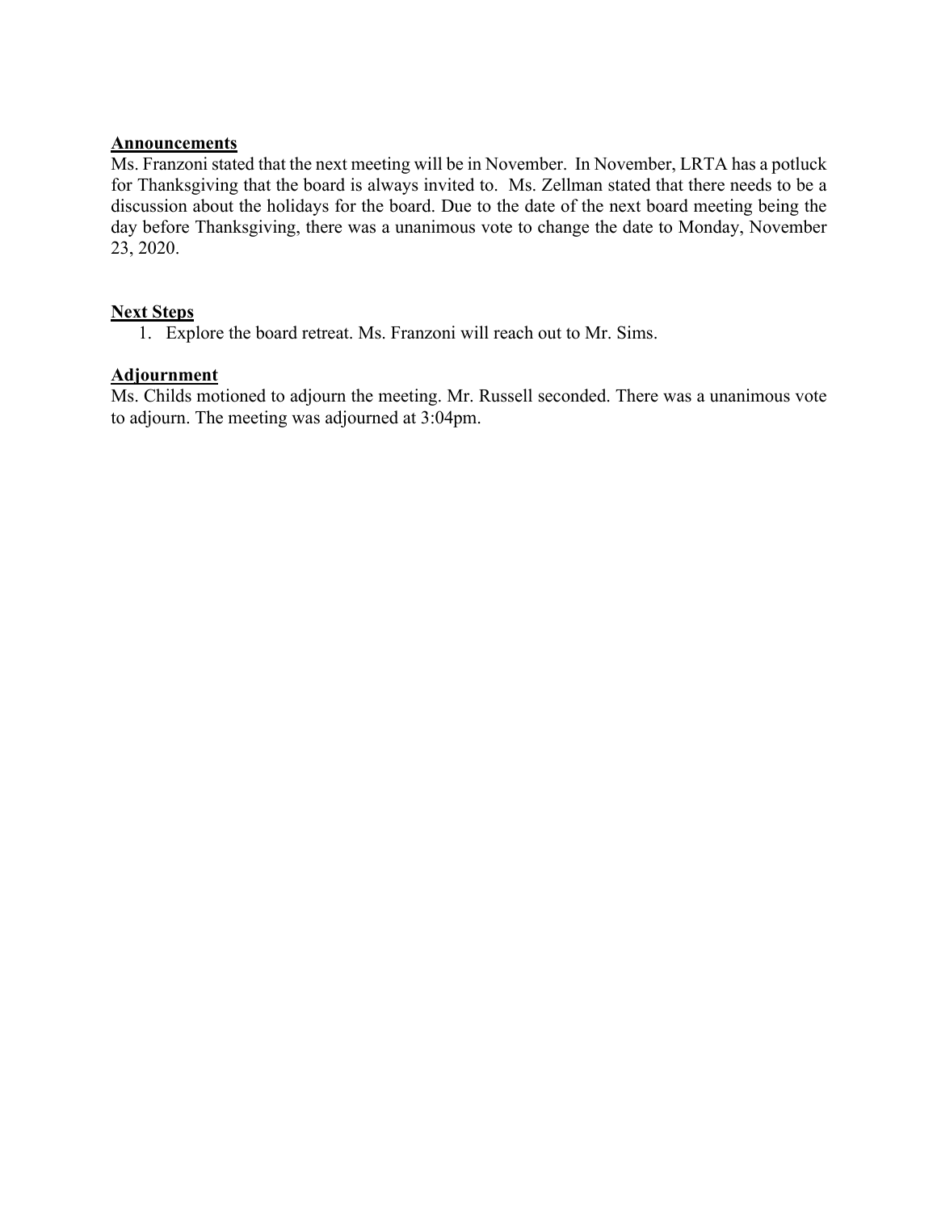**Announcements**

Ms. Franzoni stated that the next meeting will be in November. In November, LRTA has a potluck for Thanksgiving that the board is always invited to. Ms. Zellman stated that there needs to be a discussion about the holidays for the board. Due to the date of the next board meeting being the day before Thanksgiving, there was a unanimous vote to change the date to Monday, November 23, 2020.

**Next Steps**

1. Explore the board retreat. Ms. Franzoni will reach out to Mr. Sims.

**Adjournment**

Ms. Childs motioned to adjourn the meeting. Mr. Russell seconded. There was a unanimous vote to adjourn. The meeting was adjourned at 3:04pm.